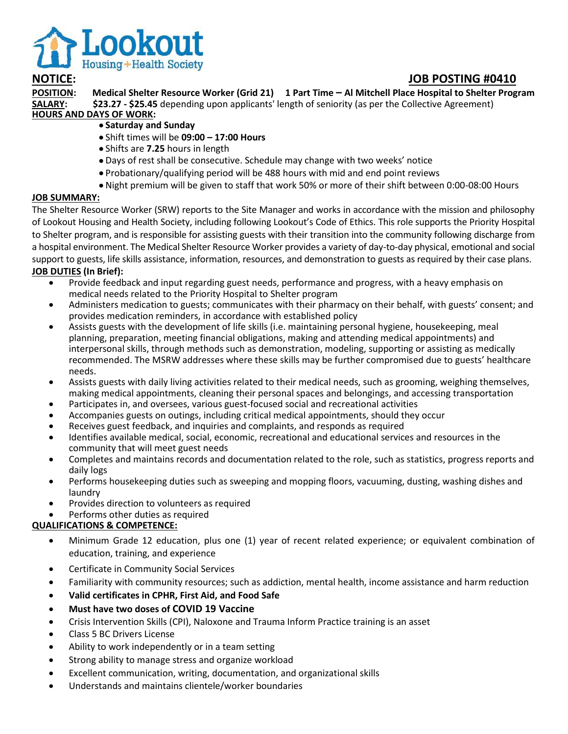**Lookout Housing + Health Society**

## NOTICE: JOB POSTING #0410

**POSITION:** **Medical Shelter Resource Worker (Grid 21) 1 Part Time – Al Mitchell Place Hospital to Shelter Program**

**SALARY:** **$23.27 - $25.45** depending upon applicants' length of seniority (as per the Collective Agreement)

**HOURS AND DAYS OF WORK:**

- **Saturday and Sunday**
- Shift times will be **09:00 – 17:00 Hours**
- Shifts are **7.25** hours in length
- Days of rest shall be consecutive. Schedule may change with two weeks' notice
- Probationary/qualifying period will be 488 hours with mid and end point reviews
- Night premium will be given to staff that work 50% or more of their shift between 0:00-08:00 Hours

**JOB SUMMARY:**

The Shelter Resource Worker (SRW) reports to the Site Manager and works in accordance with the mission and philosophy of Lookout Housing and Health Society, including following Lookout's Code of Ethics. This role supports the Priority Hospital to Shelter program, and is responsible for assisting guests with their transition into the community following discharge from a hospital environment. The Medical Shelter Resource Worker provides a variety of day-to-day physical, emotional and social support to guests, life skills assistance, information, resources, and demonstration to guests as required by their case plans.

**JOB DUTIES (In Brief):**

- Provide feedback and input regarding guest needs, performance and progress, with a heavy emphasis on medical needs related to the Priority Hospital to Shelter program
- Administers medication to guests; communicates with their pharmacy on their behalf, with guests' consent; and provides medication reminders, in accordance with established policy
- Assists guests with the development of life skills (i.e. maintaining personal hygiene, housekeeping, meal planning, preparation, meeting financial obligations, making and attending medical appointments) and interpersonal skills, through methods such as demonstration, modeling, supporting or assisting as medically recommended. The MSRW addresses where these skills may be further compromised due to guests' healthcare needs.
- Assists guests with daily living activities related to their medical needs, such as grooming, weighing themselves, making medical appointments, cleaning their personal spaces and belongings, and accessing transportation
- Participates in, and oversees, various guest-focused social and recreational activities
- Accompanies guests on outings, including critical medical appointments, should they occur
- Receives guest feedback, and inquiries and complaints, and responds as required
- Identifies available medical, social, economic, recreational and educational services and resources in the community that will meet guest needs
- Completes and maintains records and documentation related to the role, such as statistics, progress reports and daily logs
- Performs housekeeping duties such as sweeping and mopping floors, vacuuming, dusting, washing dishes and laundry
- Provides direction to volunteers as required
- Performs other duties as required

**QUALIFICATIONS & COMPETENCE:**

- Minimum Grade 12 education, plus one (1) year of recent related experience; or equivalent combination of education, training, and experience
- Certificate in Community Social Services
- Familiarity with community resources; such as addiction, mental health, income assistance and harm reduction
- **Valid certificates in CPHR, First Aid, and Food Safe**
- **Must have two doses of COVID 19 Vaccine**
- Crisis Intervention Skills (CPI), Naloxone and Trauma Inform Practice training is an asset
- Class 5 BC Drivers License
- Ability to work independently or in a team setting
- Strong ability to manage stress and organize workload
- Excellent communication, writing, documentation, and organizational skills
- Understands and maintains clientele/worker boundaries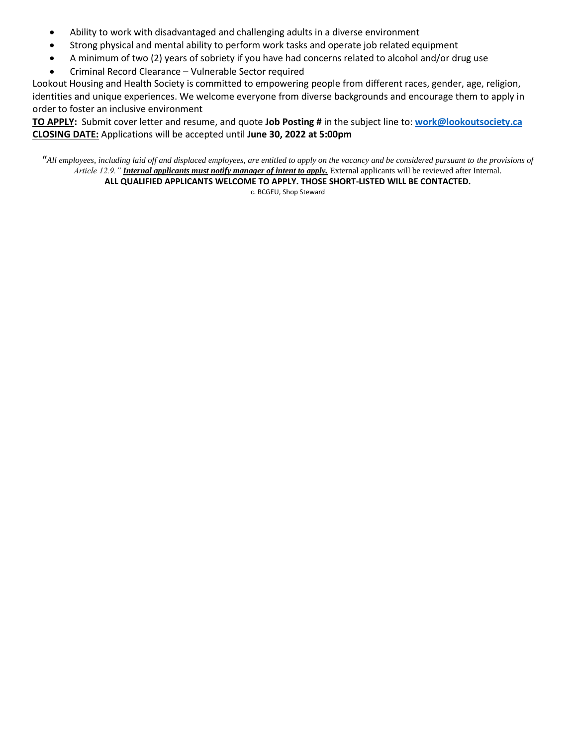- Ability to work with disadvantaged and challenging adults in a diverse environment
- Strong physical and mental ability to perform work tasks and operate job related equipment
- A minimum of two (2) years of sobriety if you have had concerns related to alcohol and/or drug use
- Criminal Record Clearance – Vulnerable Sector required

Lookout Housing and Health Society is committed to empowering people from different races, gender, age, religion, identities and unique experiences. We welcome everyone from diverse backgrounds and encourage them to apply in order to foster an inclusive environment

**TO APPLY:** Submit cover letter and resume, and quote **Job Posting #** in the subject line to: **work@lookoutsociety.ca**
**CLOSING DATE:** Applications will be accepted until **June 30, 2022 at 5:00pm**

*"All employees, including laid off and displaced employees, are entitled to apply on the vacancy and be considered pursuant to the provisions of Article 12.9."* ***Internal applicants must notify manager of intent to apply.*** External applicants will be reviewed after Internal.

**ALL QUALIFIED APPLICANTS WELCOME TO APPLY. THOSE SHORT-LISTED WILL BE CONTACTED.**

c. BCGEU, Shop Steward